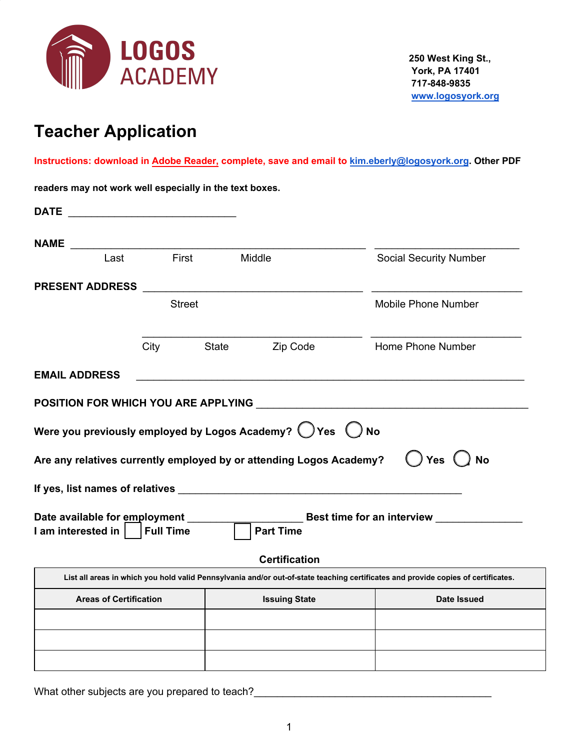**LOGOS ACADEMY**

250 West King St.,
York, PA 17401
717-848-9835
www.logosyork.org

# Teacher Application

**Instructions: download in Adobe Reader, complete, save and email to kim.eberly@logosyork.org. Other PDF readers may not work well especially in the text boxes.**

**DATE** ______________________________

**NAME** ____________________________________________________ ___________________________

Last First Middle Social Security Number

**PRESENT ADDRESS** ________________________________________ ___________________________

Street Mobile Phone Number

________________________________________ ___________________________

City State Zip Code Home Phone Number

**EMAIL ADDRESS** ______________________________________________________________________

**POSITION FOR WHICH YOU ARE APPLYING** ________________________________________________

**Were you previously employed by Logos Academy?** ◯ **Yes** ◯ **No**

**Are any relatives currently employed by or attending Logos Academy?** ◯ **Yes** ◯ **No**

**If yes, list names of relatives** ___________________________________________________

**Date available for employment** ____________________ **Best time for an interview** ______________

**I am interested in** ☐ **Full Time** ☐ **Part Time**

**Certification**

| List all areas in which you hold valid Pennsylvania and/or out-of-state teaching certificates and provide copies of certificates. | | |
|---|---|---|
| **Areas of Certification** | **Issuing State** | **Date Issued** |
| | | |
| | | |
| | | |

What other subjects are you prepared to teach?__________________________________________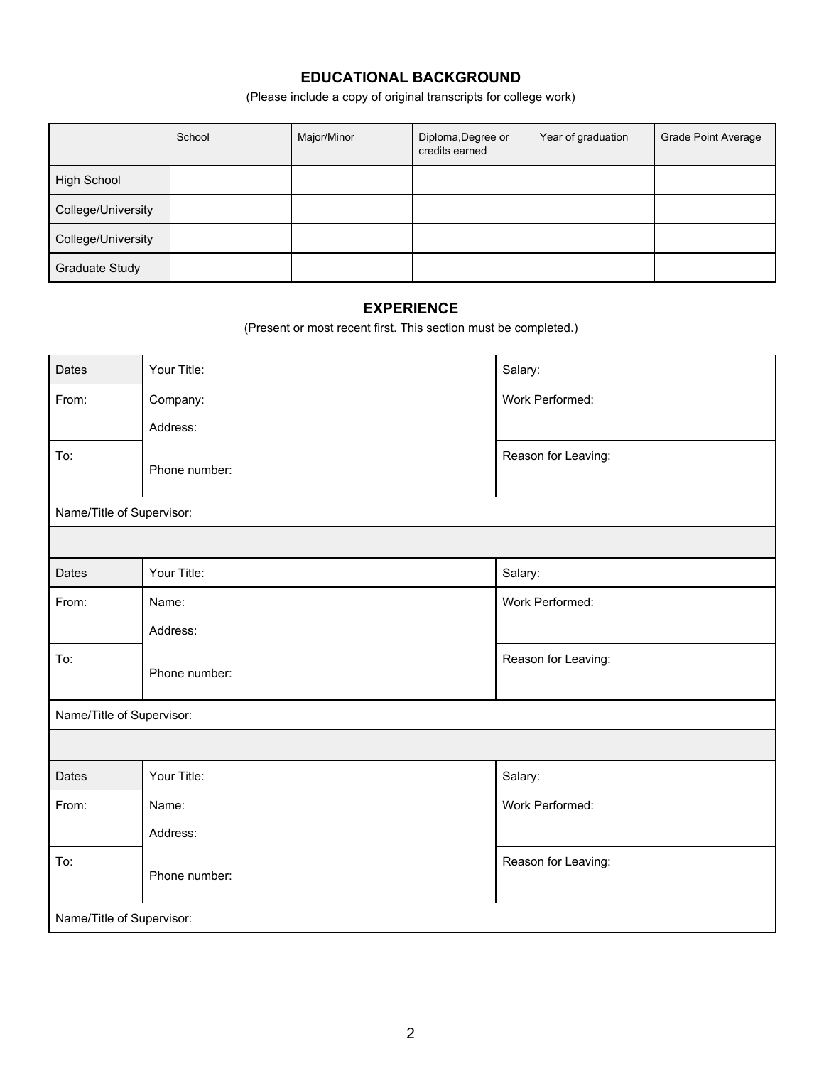## EDUCATIONAL BACKGROUND

(Please include a copy of original transcripts for college work)

| | School | Major/Minor | Diploma,Degree or credits earned | Year of graduation | Grade Point Average |
|---|---|---|---|---|---|
| High School | | | | | |
| College/University | | | | | |
| College/University | | | | | |
| Graduate Study | | | | | |

## EXPERIENCE

(Present or most recent first. This section must be completed.)

| Dates | Your Title: | Salary: |
|---|---|---|
| From: | Company:<br>Address: | Work Performed: |
| To: | Phone number: | Reason for Leaving: |
| Name/Title of Supervisor: | | |

| Dates | Your Title: | Salary: |
|---|---|---|
| From: | Name:<br>Address: | Work Performed: |
| To: | Phone number: | Reason for Leaving: |
| Name/Title of Supervisor: | | |

| Dates | Your Title: | Salary: |
|---|---|---|
| From: | Name:<br>Address: | Work Performed: |
| To: | Phone number: | Reason for Leaving: |
| Name/Title of Supervisor: | | |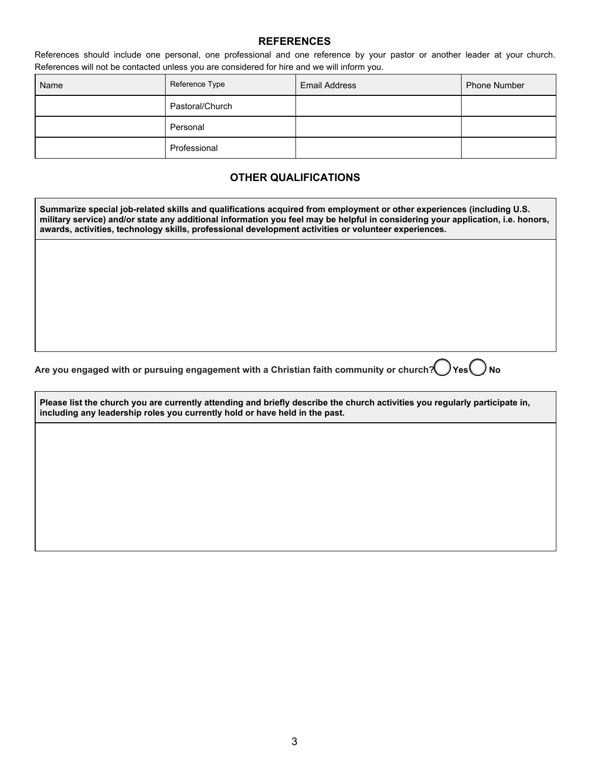## REFERENCES

References should include one personal, one professional and one reference by your pastor or another leader at your church. References will not be contacted unless you are considered for hire and we will inform you.

| Name | Reference Type | Email Address | Phone Number |
|---|---|---|---|
| | Pastoral/Church | | |
| | Personal | | |
| | Professional | | |

## OTHER QUALIFICATIONS

| **Summarize special job-related skills and qualifications acquired from employment or other experiences (including U.S. military service) and/or state any additional information you feel may be helpful in considering your application, i.e. honors, awards, activities, technology skills, professional development activities or volunteer experiences.** |
|---|
| |

**Are you engaged with or pursuing engagement with a Christian faith community or church?** ◯ **Yes** ◯ **No**

| **Please list the church you are currently attending and briefly describe the church activities you regularly participate in, including any leadership roles you currently hold or have held in the past.** |
|---|
| |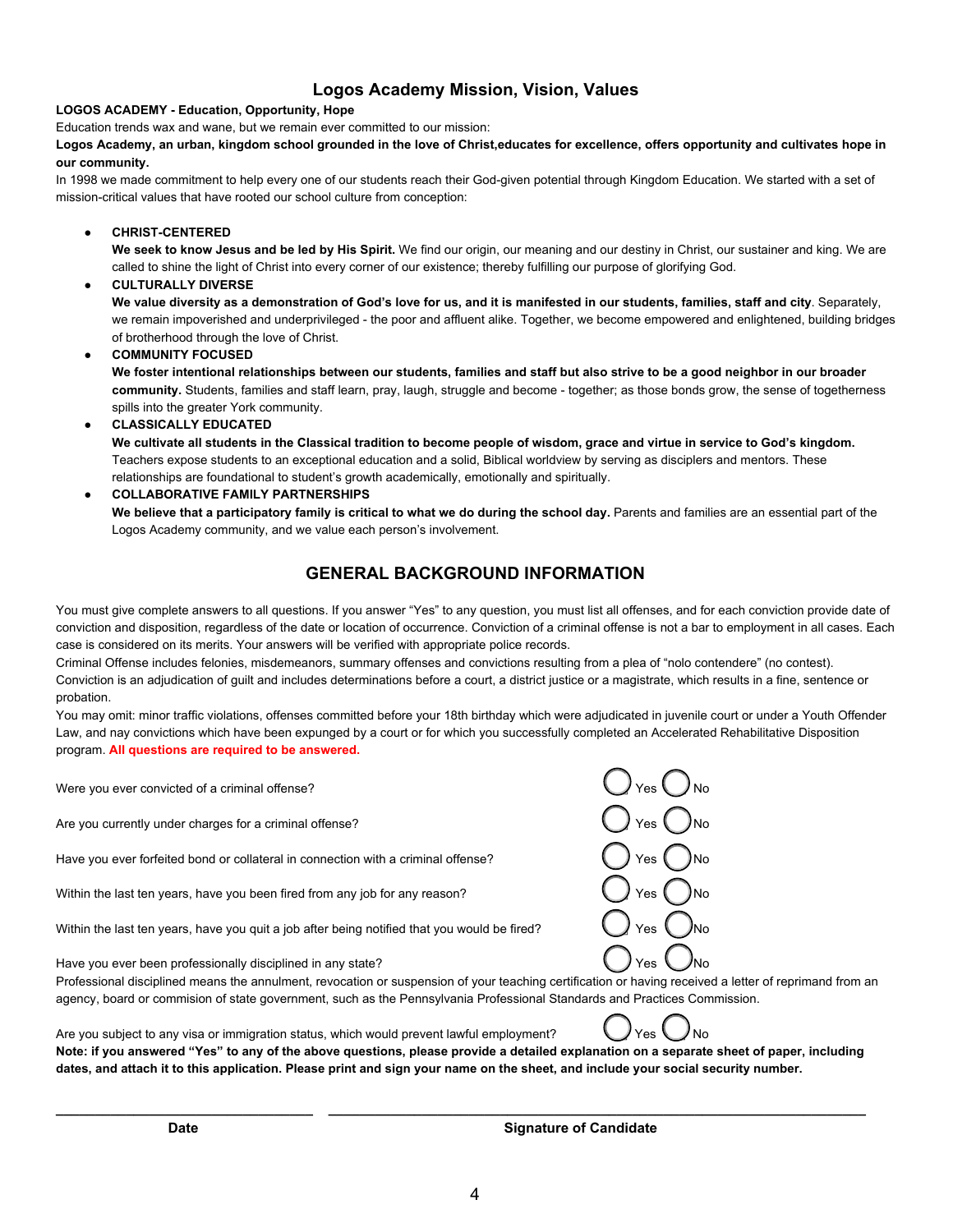## Logos Academy Mission, Vision, Values

**LOGOS ACADEMY - Education, Opportunity, Hope**

Education trends wax and wane, but we remain ever committed to our mission:

**Logos Academy, an urban, kingdom school grounded in the love of Christ,educates for excellence, offers opportunity and cultivates hope in our community.**

In 1998 we made commitment to help every one of our students reach their God-given potential through Kingdom Education. We started with a set of mission-critical values that have rooted our school culture from conception:

- **CHRIST-CENTERED**
  **We seek to know Jesus and be led by His Spirit.** We find our origin, our meaning and our destiny in Christ, our sustainer and king. We are called to shine the light of Christ into every corner of our existence; thereby fulfilling our purpose of glorifying God.
- **CULTURALLY DIVERSE**
  **We value diversity as a demonstration of God's love for us, and it is manifested in our students, families, staff and city**. Separately, we remain impoverished and underprivileged - the poor and affluent alike. Together, we become empowered and enlightened, building bridges of brotherhood through the love of Christ.
- **COMMUNITY FOCUSED**
  **We foster intentional relationships between our students, families and staff but also strive to be a good neighbor in our broader community.** Students, families and staff learn, pray, laugh, struggle and become - together; as those bonds grow, the sense of togetherness spills into the greater York community.
- **CLASSICALLY EDUCATED**
  **We cultivate all students in the Classical tradition to become people of wisdom, grace and virtue in service to God's kingdom.** Teachers expose students to an exceptional education and a solid, Biblical worldview by serving as disciplers and mentors. These relationships are foundational to student's growth academically, emotionally and spiritually.
- **COLLABORATIVE FAMILY PARTNERSHIPS**
  **We believe that a participatory family is critical to what we do during the school day.** Parents and families are an essential part of the Logos Academy community, and we value each person's involvement.

## GENERAL BACKGROUND INFORMATION

You must give complete answers to all questions. If you answer "Yes" to any question, you must list all offenses, and for each conviction provide date of conviction and disposition, regardless of the date or location of occurrence. Conviction of a criminal offense is not a bar to employment in all cases. Each case is considered on its merits. Your answers will be verified with appropriate police records.

Criminal Offense includes felonies, misdemeanors, summary offenses and convictions resulting from a plea of "nolo contendere" (no contest).

Conviction is an adjudication of guilt and includes determinations before a court, a district justice or a magistrate, which results in a fine, sentence or probation.

You may omit: minor traffic violations, offenses committed before your 18th birthday which were adjudicated in juvenile court or under a Youth Offender Law, and nay convictions which have been expunged by a court or for which you successfully completed an Accelerated Rehabilitative Disposition program. **All questions are required to be answered.**

Were you ever convicted of a criminal offense? ◯ Yes ◯ No

Are you currently under charges for a criminal offense? ◯ Yes ◯ No

Have you ever forfeited bond or collateral in connection with a criminal offense? ◯ Yes ◯ No

Within the last ten years, have you been fired from any job for any reason? ◯ Yes ◯ No

Within the last ten years, have you quit a job after being notified that you would be fired? ◯ Yes ◯ No

Have you ever been professionally disciplined in any state? ◯ Yes ◯ No

Professional disciplined means the annulment, revocation or suspension of your teaching certification or having received a letter of reprimand from an agency, board or commision of state government, such as the Pennsylvania Professional Standards and Practices Commission.

Are you subject to any visa or immigration status, which would prevent lawful employment? ◯ Yes ◯ No

**Note: if you answered "Yes" to any of the above questions, please provide a detailed explanation on a separate sheet of paper, including dates, and attach it to this application. Please print and sign your name on the sheet, and include your social security number.**

\_\_\_\_\_\_\_\_\_\_\_\_\_\_\_\_\_\_\_\_\_\_\_\_ \_\_\_\_\_\_\_\_\_\_\_\_\_\_\_\_\_\_\_\_\_\_\_\_\_\_\_\_\_\_\_\_\_\_\_\_\_\_\_\_\_\_\_\_

**Date** **Signature of Candidate**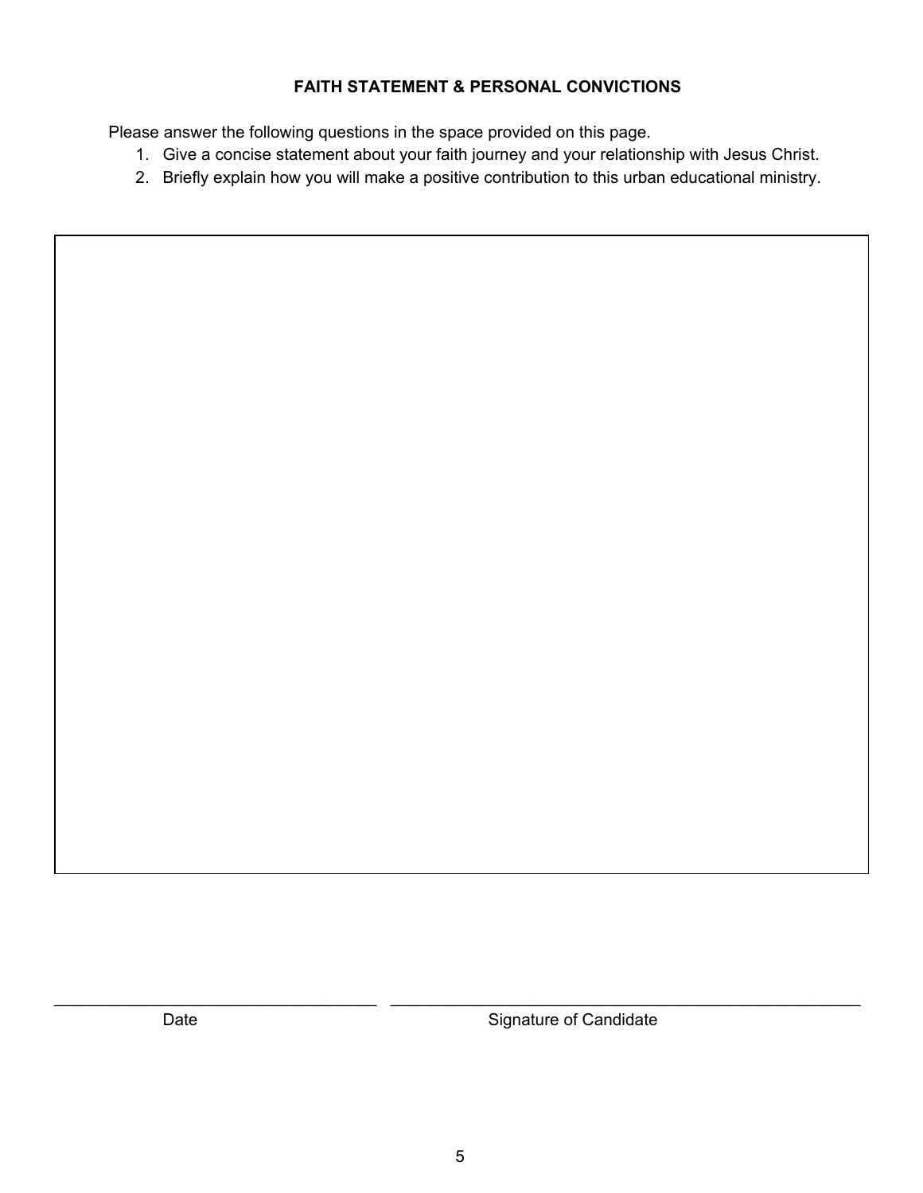## FAITH STATEMENT & PERSONAL CONVICTIONS

Please answer the following questions in the space provided on this page.

1. Give a concise statement about your faith journey and your relationship with Jesus Christ.
2. Briefly explain how you will make a positive contribution to this urban educational ministry.

| |
|---|
| |

\_\_\_\_\_\_\_\_\_\_\_\_\_\_\_\_\_\_\_\_\_\_\_\_\_\_\_\_\_\_\_\_ \_\_\_\_\_\_\_\_\_\_\_\_\_\_\_\_\_\_\_\_\_\_\_\_\_\_\_\_\_\_\_\_\_\_\_\_\_\_\_\_\_\_\_\_

Date Signature of Candidate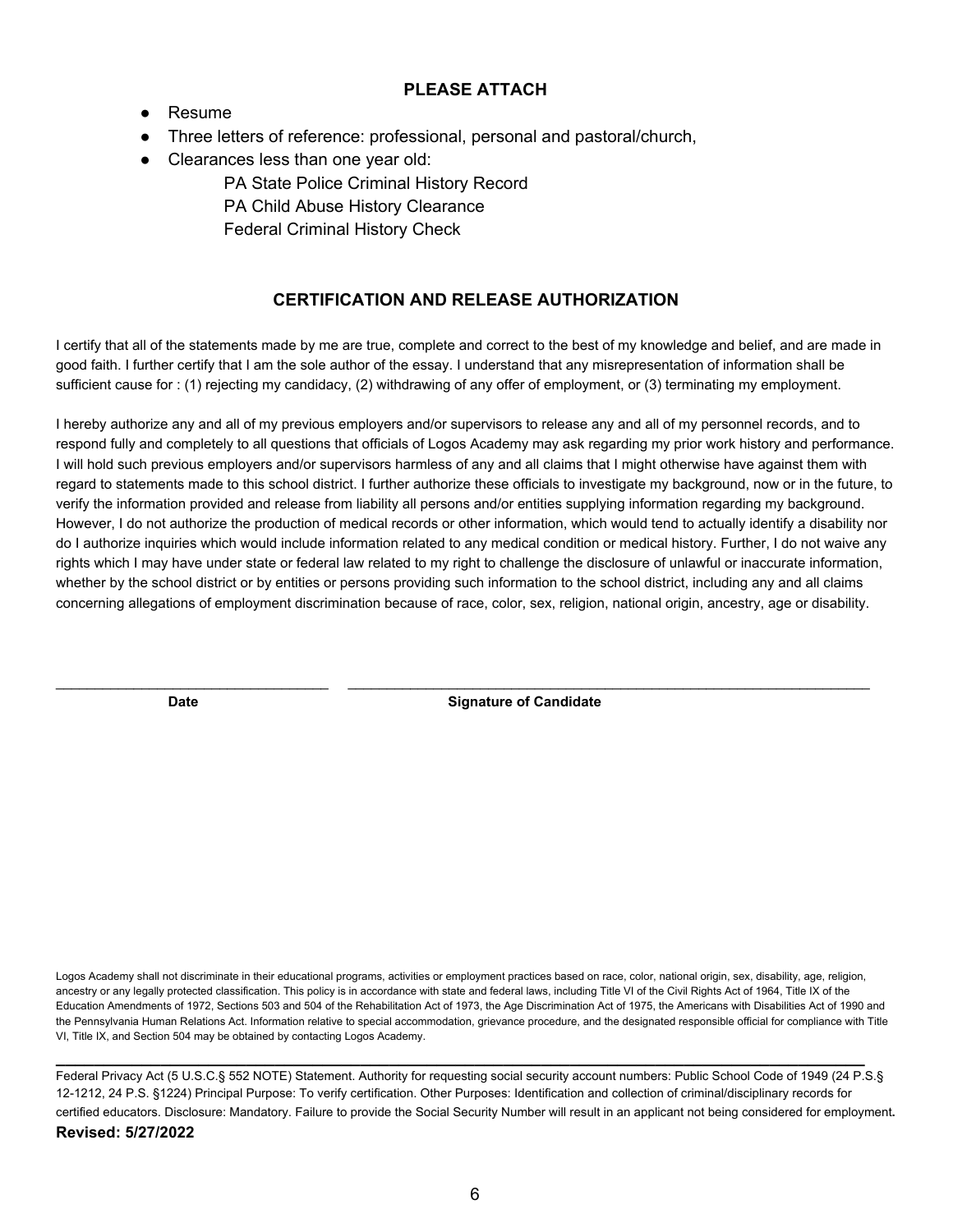## PLEASE ATTACH

- Resume
- Three letters of reference: professional, personal and pastoral/church,
- Clearances less than one year old:
  - PA State Police Criminal History Record
  - PA Child Abuse History Clearance
  - Federal Criminal History Check

## CERTIFICATION AND RELEASE AUTHORIZATION

I certify that all of the statements made by me are true, complete and correct to the best of my knowledge and belief, and are made in good faith. I further certify that I am the sole author of the essay. I understand that any misrepresentation of information shall be sufficient cause for : (1) rejecting my candidacy, (2) withdrawing of any offer of employment, or (3) terminating my employment.

I hereby authorize any and all of my previous employers and/or supervisors to release any and all of my personnel records, and to respond fully and completely to all questions that officials of Logos Academy may ask regarding my prior work history and performance. I will hold such previous employers and/or supervisors harmless of any and all claims that I might otherwise have against them with regard to statements made to this school district. I further authorize these officials to investigate my background, now or in the future, to verify the information provided and release from liability all persons and/or entities supplying information regarding my background. However, I do not authorize the production of medical records or other information, which would tend to actually identify a disability nor do I authorize inquiries which would include information related to any medical condition or medical history. Further, I do not waive any rights which I may have under state or federal law related to my right to challenge the disclosure of unlawful or inaccurate information, whether by the school district or by entities or persons providing such information to the school district, including any and all claims concerning allegations of employment discrimination because of race, color, sex, religion, national origin, ancestry, age or disability.

___________________________________ ___________________________________________________________________

**Date** **Signature of Candidate**

Logos Academy shall not discriminate in their educational programs, activities or employment practices based on race, color, national origin, sex, disability, age, religion, ancestry or any legally protected classification. This policy is in accordance with state and federal laws, including Title VI of the Civil Rights Act of 1964, Title IX of the Education Amendments of 1972, Sections 503 and 504 of the Rehabilitation Act of 1973, the Age Discrimination Act of 1975, the Americans with Disabilities Act of 1990 and the Pennsylvania Human Relations Act. Information relative to special accommodation, grievance procedure, and the designated responsible official for compliance with Title VI, Title IX, and Section 504 may be obtained by contacting Logos Academy.

---

Federal Privacy Act (5 U.S.C.§ 552 NOTE) Statement. Authority for requesting social security account numbers: Public School Code of 1949 (24 P.S.§ 12-1212, 24 P.S. §1224) Principal Purpose: To verify certification. Other Purposes: Identification and collection of criminal/disciplinary records for certified educators. Disclosure: Mandatory. Failure to provide the Social Security Number will result in an applicant not being considered for employment.

**Revised: 5/27/2022**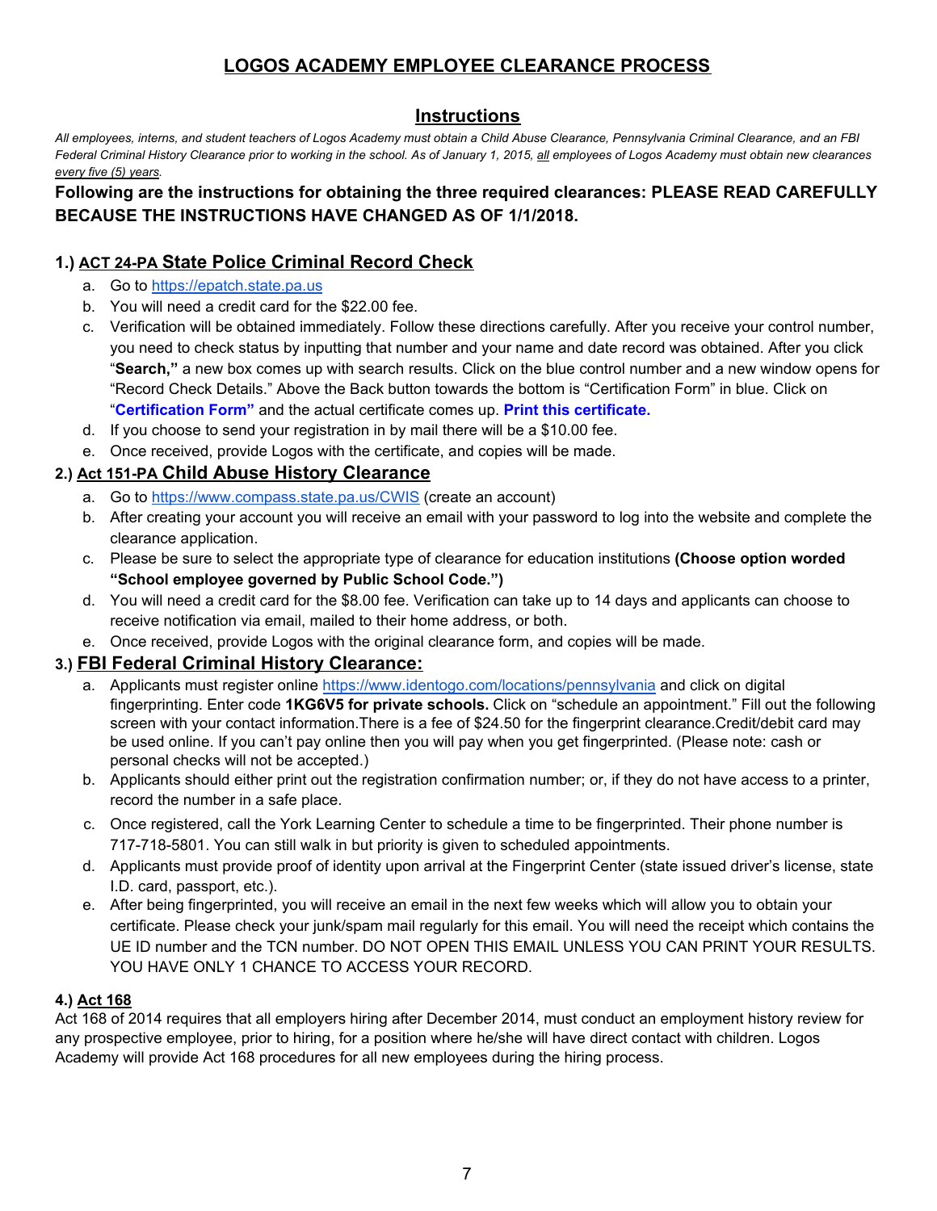# LOGOS ACADEMY EMPLOYEE CLEARANCE PROCESS

## Instructions

*All employees, interns, and student teachers of Logos Academy must obtain a Child Abuse Clearance, Pennsylvania Criminal Clearance, and an FBI Federal Criminal History Clearance prior to working in the school. As of January 1, 2015, all employees of Logos Academy must obtain new clearances every five (5) years.*

**Following are the instructions for obtaining the three required clearances: PLEASE READ CAREFULLY BECAUSE THE INSTRUCTIONS HAVE CHANGED AS OF 1/1/2018.**

### 1.) ACT 24-PA State Police Criminal Record Check

a. Go to https://epatch.state.pa.us
b. You will need a credit card for the $22.00 fee.
c. Verification will be obtained immediately. Follow these directions carefully. After you receive your control number, you need to check status by inputting that number and your name and date record was obtained. After you click "**Search,**" a new box comes up with search results. Click on the blue control number and a new window opens for "Record Check Details." Above the Back button towards the bottom is "Certification Form" in blue. Click on "**Certification Form"** and the actual certificate comes up. **Print this certificate.**
d. If you choose to send your registration in by mail there will be a $10.00 fee.
e. Once received, provide Logos with the certificate, and copies will be made.

### 2.) Act 151-PA Child Abuse History Clearance

a. Go to https://www.compass.state.pa.us/CWIS (create an account)
b. After creating your account you will receive an email with your password to log into the website and complete the clearance application.
c. Please be sure to select the appropriate type of clearance for education institutions **(Choose option worded "School employee governed by Public School Code.")**
d. You will need a credit card for the $8.00 fee. Verification can take up to 14 days and applicants can choose to receive notification via email, mailed to their home address, or both.
e. Once received, provide Logos with the original clearance form, and copies will be made.

### 3.) FBI Federal Criminal History Clearance:

a. Applicants must register online https://www.identogo.com/locations/pennsylvania and click on digital fingerprinting. Enter code **1KG6V5 for private schools.** Click on "schedule an appointment." Fill out the following screen with your contact information.There is a fee of $24.50 for the fingerprint clearance.Credit/debit card may be used online. If you can't pay online then you will pay when you get fingerprinted. (Please note: cash or personal checks will not be accepted.)
b. Applicants should either print out the registration confirmation number; or, if they do not have access to a printer, record the number in a safe place.
c. Once registered, call the York Learning Center to schedule a time to be fingerprinted. Their phone number is 717-718-5801. You can still walk in but priority is given to scheduled appointments.
d. Applicants must provide proof of identity upon arrival at the Fingerprint Center (state issued driver's license, state I.D. card, passport, etc.).
e. After being fingerprinted, you will receive an email in the next few weeks which will allow you to obtain your certificate. Please check your junk/spam mail regularly for this email. You will need the receipt which contains the UE ID number and the TCN number. DO NOT OPEN THIS EMAIL UNLESS YOU CAN PRINT YOUR RESULTS. YOU HAVE ONLY 1 CHANCE TO ACCESS YOUR RECORD.

### 4.) Act 168

Act 168 of 2014 requires that all employers hiring after December 2014, must conduct an employment history review for any prospective employee, prior to hiring, for a position where he/she will have direct contact with children. Logos Academy will provide Act 168 procedures for all new employees during the hiring process.